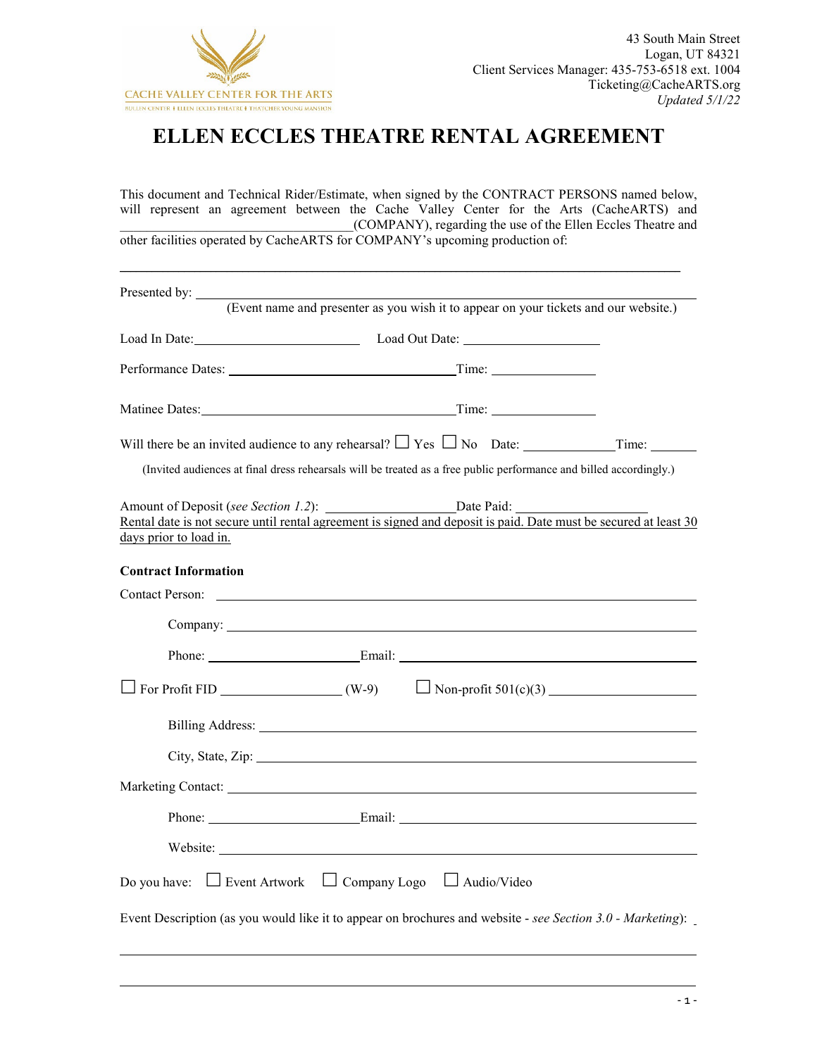CACHE VALLEY CENTER FOR THE ARTS
BULLEN CENTER • ELLEN ECCLES THEATRE • THATCHER YOUNG MANSION

43 South Main Street
Logan, UT 84321
Client Services Manager: 435-753-6518 ext. 1004
Ticketing@CacheARTS.org
*Updated 5/1/22*

# ELLEN ECCLES THEATRE RENTAL AGREEMENT

This document and Technical Rider/Estimate, when signed by the CONTRACT PERSONS named below, will represent an agreement between the Cache Valley Center for the Arts (CacheARTS) and ________________________________(COMPANY), regarding the use of the Ellen Eccles Theatre and other facilities operated by CacheARTS for COMPANY's upcoming production of:

______________________________________________________________________

Presented by: ______________________________________________________________
(Event name and presenter as you wish it to appear on your tickets and our website.)

Load In Date:______________________ Load Out Date: ____________________

Performance Dates: ______________________________Time: ______________

Matinee Dates:__________________________________Time: ______________

Will there be an invited audience to any rehearsal? ☐ Yes ☐ No Date: ____________Time: _______

(Invited audiences at final dress rehearsals will be treated as a free public performance and billed accordingly.)

Amount of Deposit (*see Section 1.2*): __________________Date Paid: __________________
Rental date is not secure until rental agreement is signed and deposit is paid. Date must be secured at least 30 days prior to load in.

**Contract Information**

Contact Person: ____________________________________________________________

Company: ______________________________________________________________

Phone: ____________________Email: ______________________________________

☐ For Profit FID ________________ (W-9) ☐ Non-profit 501(c)(3) ____________________

Billing Address: __________________________________________________________

City, State, Zip: __________________________________________________________

Marketing Contact: ________________________________________________________

Phone: ____________________Email: ______________________________________

Website: _______________________________________________________________

Do you have: ☐ Event Artwork ☐ Company Logo ☐ Audio/Video

Event Description (as you would like it to appear on brochures and website - *see Section 3.0 - Marketing*): _

______________________________________________________________________

______________________________________________________________________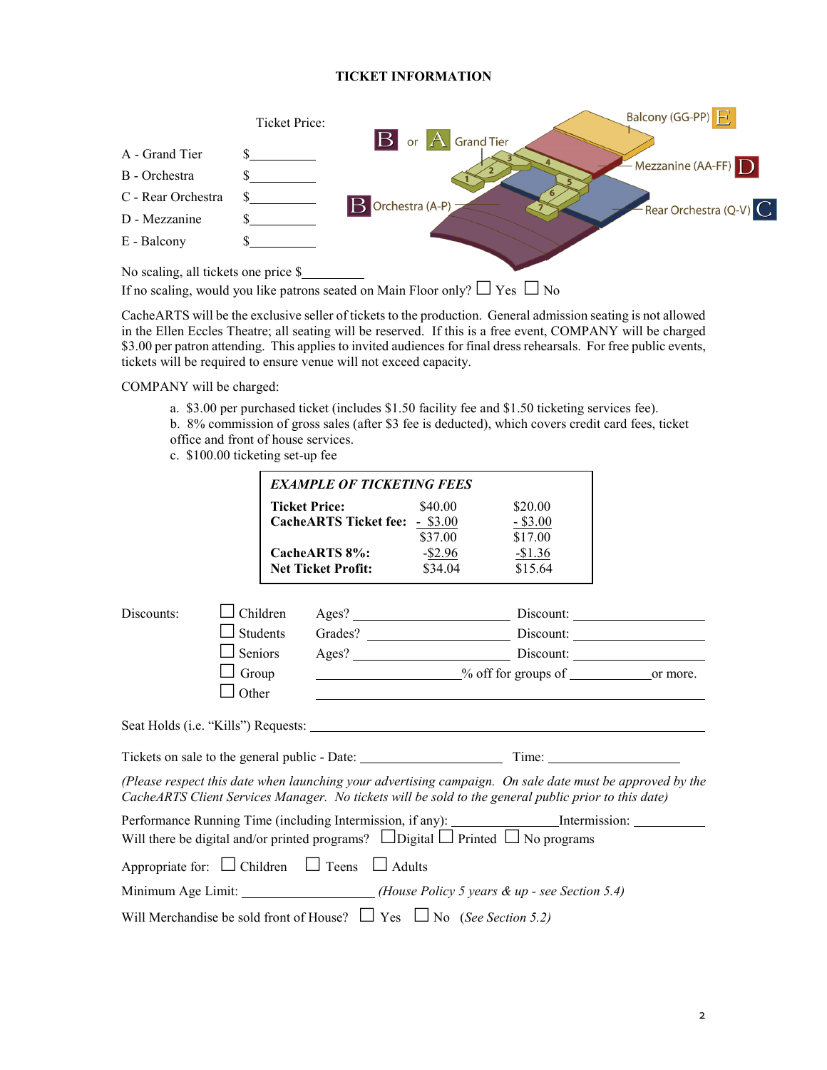# TICKET INFORMATION

Ticket Price:

A - Grand Tier $__________

B - Orchestra $__________

C - Rear Orchestra $__________

D - Mezzanine $__________

E - Balcony $__________

B or A Grand Tier

B Orchestra (A-P)

C Rear Orchestra (Q-V)

D Mezzanine (AA-FF)

E Balcony (GG-PP)

No scaling, all tickets one price $__________

If no scaling, would you like patrons seated on Main Floor only? ☐ Yes ☐ No

CacheARTS will be the exclusive seller of tickets to the production. General admission seating is not allowed in the Ellen Eccles Theatre; all seating will be reserved. If this is a free event, COMPANY will be charged $3.00 per patron attending. This applies to invited audiences for final dress rehearsals. For free public events, tickets will be required to ensure venue will not exceed capacity.

COMPANY will be charged:

a. $3.00 per purchased ticket (includes $1.50 facility fee and $1.50 ticketing services fee).
b. 8% commission of gross sales (after $3 fee is deducted), which covers credit card fees, ticket office and front of house services.
c. $100.00 ticketing set-up fee

***EXAMPLE OF TICKETING FEES***

| | | |
|---|---|---|
| **Ticket Price:** | $40.00 | $20.00 |
| **CacheARTS Ticket fee:** | - $3.00 | - $3.00 |
| | $37.00 | $17.00 |
| **CacheARTS 8%:** | -$2.96 | -$1.36 |
| **Net Ticket Profit:** | $34.04 | $15.64 |

Discounts:

☐ Children Ages? ____________________ Discount: ________________

☐ Students Grades? __________________ Discount: ________________

☐ Seniors Ages? ____________________ Discount: ________________

☐ Group ________________% off for groups of __________or more.

☐ Other ____________________________________________

Seat Holds (i.e. "Kills") Requests: ______________________________________________

Tickets on sale to the general public - Date: __________________ Time: ________________

*(Please respect this date when launching your advertising campaign. On sale date must be approved by the CacheARTS Client Services Manager. No tickets will be sold to the general public prior to this date)*

Performance Running Time (including Intermission, if any): ______________Intermission: __________

Will there be digital and/or printed programs? ☐Digital ☐ Printed ☐ No programs

Appropriate for: ☐ Children ☐ Teens ☐ Adults

Minimum Age Limit: __________________ *(House Policy 5 years & up - see Section 5.4)*

Will Merchandise be sold front of House? ☐ Yes ☐ No *(See Section 5.2)*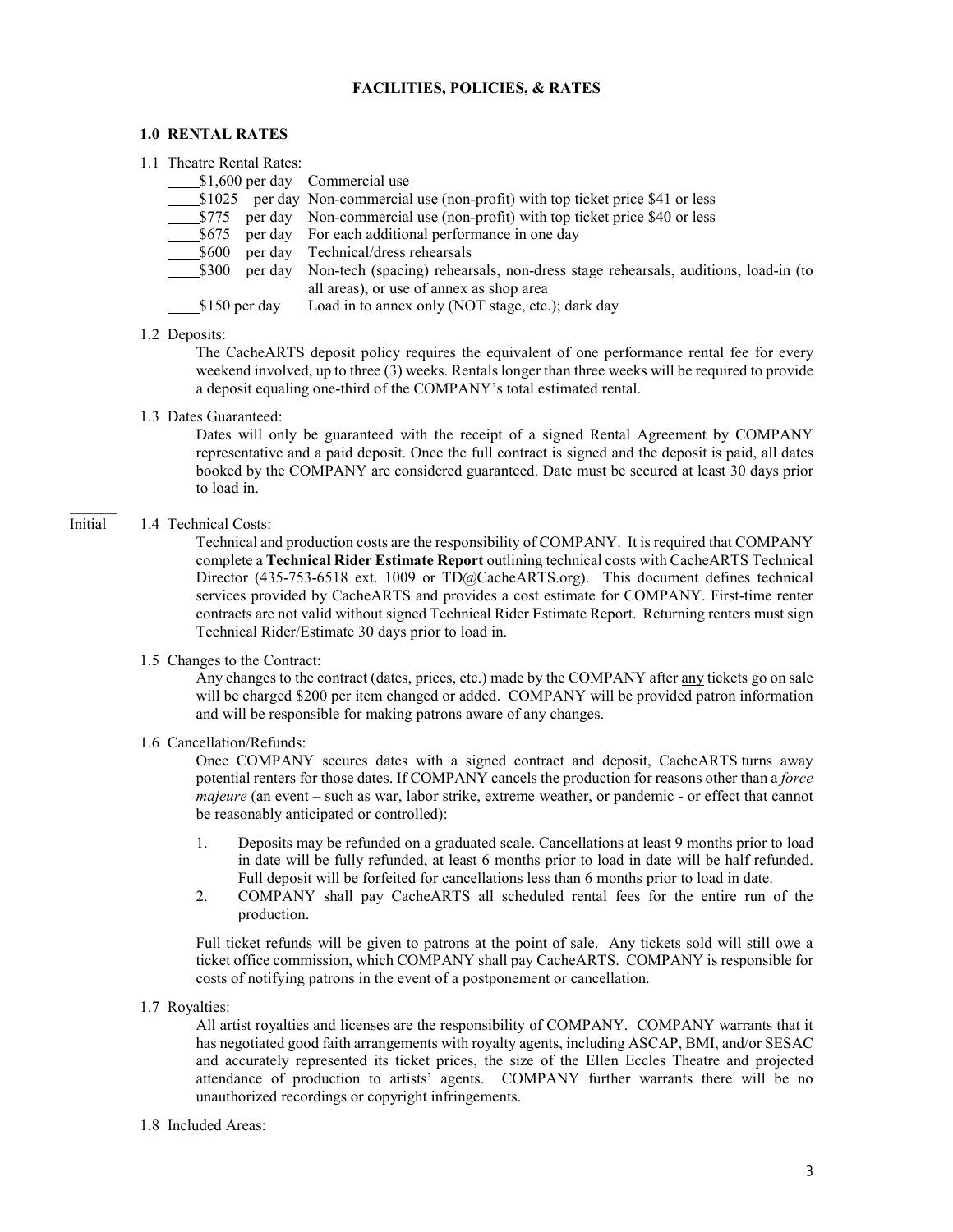**FACILITIES, POLICIES, & RATES**

**1.0 RENTAL RATES**

1.1 Theatre Rental Rates:

____$1,600 per day Commercial use
____$1025 per day Non-commercial use (non-profit) with top ticket price $41 or less
____$775 per day Non-commercial use (non-profit) with top ticket price $40 or less
____$675 per day For each additional performance in one day
____$600 per day Technical/dress rehearsals
____$300 per day Non-tech (spacing) rehearsals, non-dress stage rehearsals, auditions, load-in (to all areas), or use of annex as shop area
____$150 per day Load in to annex only (NOT stage, etc.); dark day

1.2 Deposits:

The CacheARTS deposit policy requires the equivalent of one performance rental fee for every weekend involved, up to three (3) weeks. Rentals longer than three weeks will be required to provide a deposit equaling one-third of the COMPANY's total estimated rental.

1.3 Dates Guaranteed:

Dates will only be guaranteed with the receipt of a signed Rental Agreement by COMPANY representative and a paid deposit. Once the full contract is signed and the deposit is paid, all dates booked by the COMPANY are considered guaranteed. Date must be secured at least 30 days prior to load in.

______
Initial

1.4 Technical Costs:

Technical and production costs are the responsibility of COMPANY. It is required that COMPANY complete a **Technical Rider Estimate Report** outlining technical costs with CacheARTS Technical Director (435-753-6518 ext. 1009 or TD@CacheARTS.org). This document defines technical services provided by CacheARTS and provides a cost estimate for COMPANY. First-time renter contracts are not valid without signed Technical Rider Estimate Report. Returning renters must sign Technical Rider/Estimate 30 days prior to load in.

1.5 Changes to the Contract:

Any changes to the contract (dates, prices, etc.) made by the COMPANY after <u>any</u> tickets go on sale will be charged $200 per item changed or added. COMPANY will be provided patron information and will be responsible for making patrons aware of any changes.

1.6 Cancellation/Refunds:

Once COMPANY secures dates with a signed contract and deposit, CacheARTS turns away potential renters for those dates. If COMPANY cancels the production for reasons other than a *force majeure* (an event – such as war, labor strike, extreme weather, or pandemic - or effect that cannot be reasonably anticipated or controlled):

1. Deposits may be refunded on a graduated scale. Cancellations at least 9 months prior to load in date will be fully refunded, at least 6 months prior to load in date will be half refunded. Full deposit will be forfeited for cancellations less than 6 months prior to load in date.
2. COMPANY shall pay CacheARTS all scheduled rental fees for the entire run of the production.

Full ticket refunds will be given to patrons at the point of sale. Any tickets sold will still owe a ticket office commission, which COMPANY shall pay CacheARTS. COMPANY is responsible for costs of notifying patrons in the event of a postponement or cancellation.

1.7 Royalties:

All artist royalties and licenses are the responsibility of COMPANY. COMPANY warrants that it has negotiated good faith arrangements with royalty agents, including ASCAP, BMI, and/or SESAC and accurately represented its ticket prices, the size of the Ellen Eccles Theatre and projected attendance of production to artists' agents. COMPANY further warrants there will be no unauthorized recordings or copyright infringements.

1.8 Included Areas: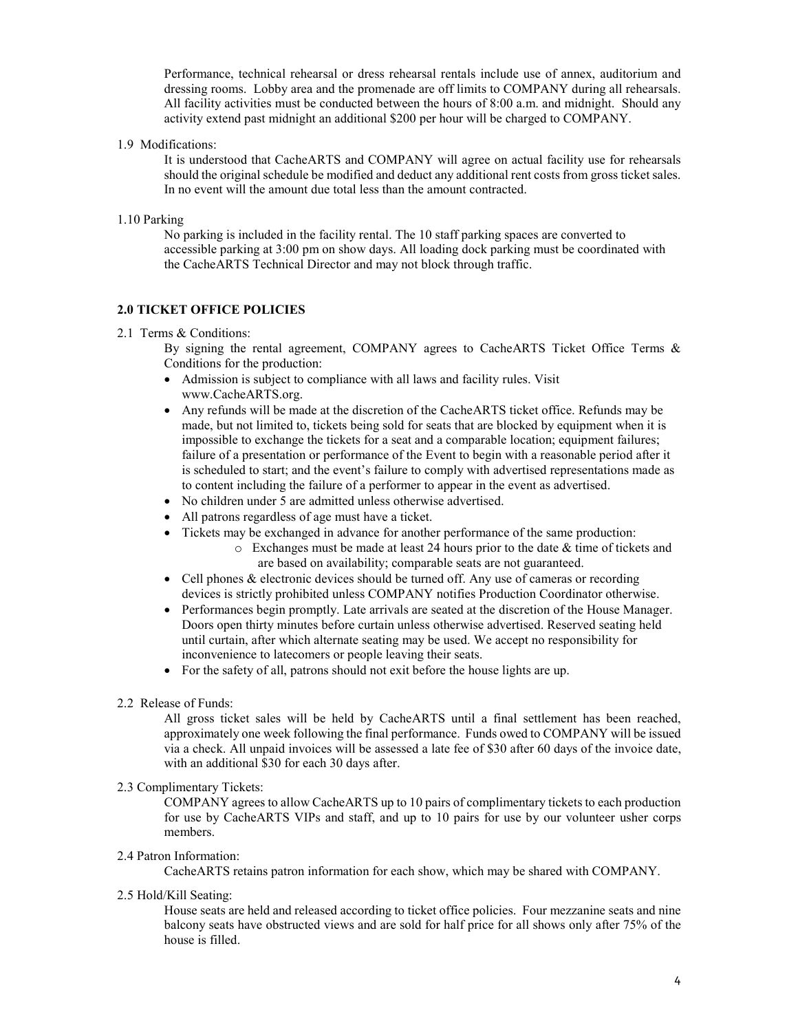Performance, technical rehearsal or dress rehearsal rentals include use of annex, auditorium and dressing rooms. Lobby area and the promenade are off limits to COMPANY during all rehearsals. All facility activities must be conducted between the hours of 8:00 a.m. and midnight. Should any activity extend past midnight an additional $200 per hour will be charged to COMPANY.

1.9 Modifications:

It is understood that CacheARTS and COMPANY will agree on actual facility use for rehearsals should the original schedule be modified and deduct any additional rent costs from gross ticket sales. In no event will the amount due total less than the amount contracted.

1.10 Parking

No parking is included in the facility rental. The 10 staff parking spaces are converted to accessible parking at 3:00 pm on show days. All loading dock parking must be coordinated with the CacheARTS Technical Director and may not block through traffic.

## 2.0 TICKET OFFICE POLICIES

2.1 Terms & Conditions:

By signing the rental agreement, COMPANY agrees to CacheARTS Ticket Office Terms & Conditions for the production:

- Admission is subject to compliance with all laws and facility rules. Visit www.CacheARTS.org.
- Any refunds will be made at the discretion of the CacheARTS ticket office. Refunds may be made, but not limited to, tickets being sold for seats that are blocked by equipment when it is impossible to exchange the tickets for a seat and a comparable location; equipment failures; failure of a presentation or performance of the Event to begin with a reasonable period after it is scheduled to start; and the event's failure to comply with advertised representations made as to content including the failure of a performer to appear in the event as advertised.
- No children under 5 are admitted unless otherwise advertised.
- All patrons regardless of age must have a ticket.
- Tickets may be exchanged in advance for another performance of the same production:
  - Exchanges must be made at least 24 hours prior to the date & time of tickets and are based on availability; comparable seats are not guaranteed.
- Cell phones & electronic devices should be turned off. Any use of cameras or recording devices is strictly prohibited unless COMPANY notifies Production Coordinator otherwise.
- Performances begin promptly. Late arrivals are seated at the discretion of the House Manager. Doors open thirty minutes before curtain unless otherwise advertised. Reserved seating held until curtain, after which alternate seating may be used. We accept no responsibility for inconvenience to latecomers or people leaving their seats.
- For the safety of all, patrons should not exit before the house lights are up.

2.2 Release of Funds:

All gross ticket sales will be held by CacheARTS until a final settlement has been reached, approximately one week following the final performance. Funds owed to COMPANY will be issued via a check. All unpaid invoices will be assessed a late fee of $30 after 60 days of the invoice date, with an additional $30 for each 30 days after.

2.3 Complimentary Tickets:

COMPANY agrees to allow CacheARTS up to 10 pairs of complimentary tickets to each production for use by CacheARTS VIPs and staff, and up to 10 pairs for use by our volunteer usher corps members.

2.4 Patron Information:

CacheARTS retains patron information for each show, which may be shared with COMPANY.

2.5 Hold/Kill Seating:

House seats are held and released according to ticket office policies. Four mezzanine seats and nine balcony seats have obstructed views and are sold for half price for all shows only after 75% of the house is filled.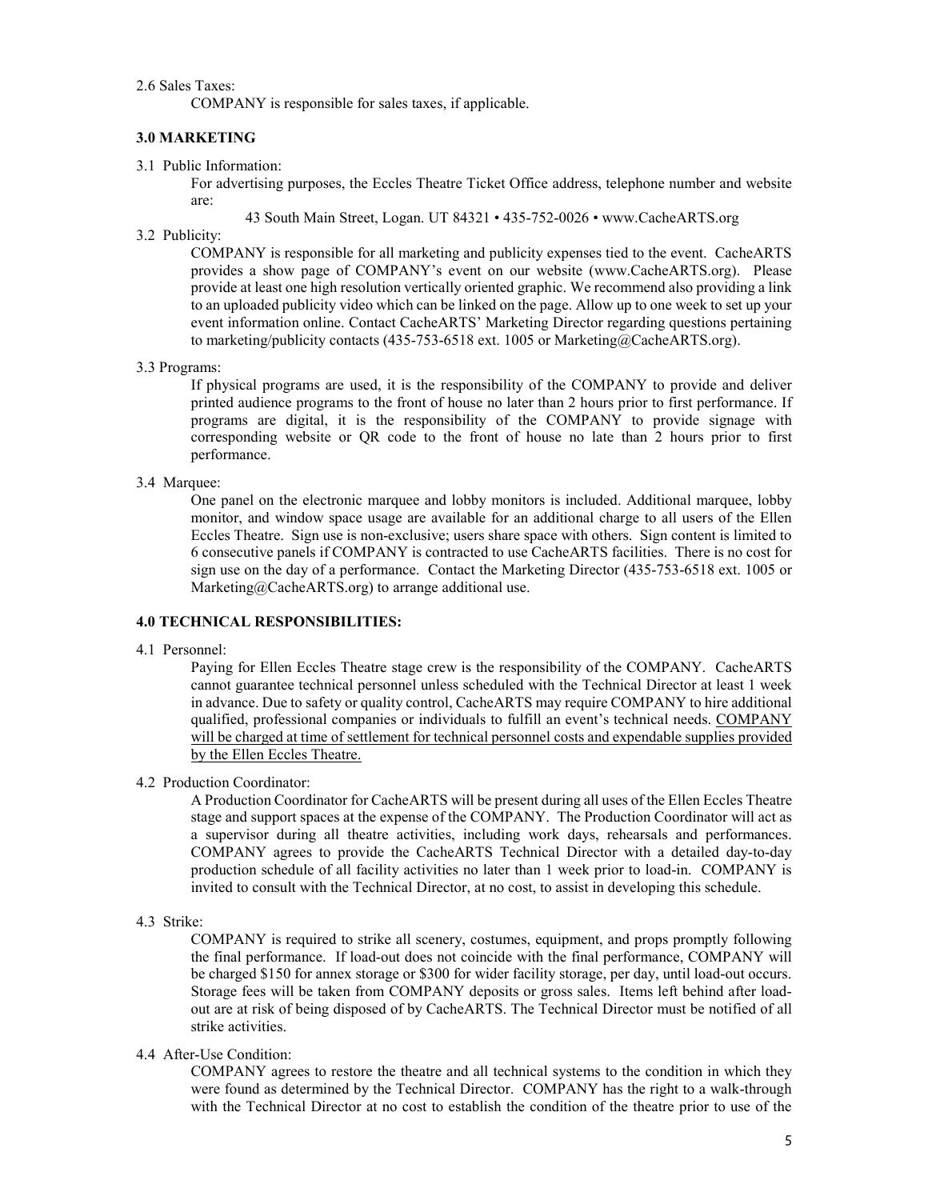2.6 Sales Taxes:

COMPANY is responsible for sales taxes, if applicable.

### 3.0 MARKETING

3.1 Public Information:

For advertising purposes, the Eccles Theatre Ticket Office address, telephone number and website are:

43 South Main Street, Logan. UT 84321 • 435-752-0026 • www.CacheARTS.org

3.2 Publicity:

COMPANY is responsible for all marketing and publicity expenses tied to the event. CacheARTS provides a show page of COMPANY's event on our website (www.CacheARTS.org). Please provide at least one high resolution vertically oriented graphic. We recommend also providing a link to an uploaded publicity video which can be linked on the page. Allow up to one week to set up your event information online. Contact CacheARTS' Marketing Director regarding questions pertaining to marketing/publicity contacts (435-753-6518 ext. 1005 or Marketing@CacheARTS.org).

3.3 Programs:

If physical programs are used, it is the responsibility of the COMPANY to provide and deliver printed audience programs to the front of house no later than 2 hours prior to first performance. If programs are digital, it is the responsibility of the COMPANY to provide signage with corresponding website or QR code to the front of house no late than 2 hours prior to first performance.

3.4 Marquee:

One panel on the electronic marquee and lobby monitors is included. Additional marquee, lobby monitor, and window space usage are available for an additional charge to all users of the Ellen Eccles Theatre. Sign use is non-exclusive; users share space with others. Sign content is limited to 6 consecutive panels if COMPANY is contracted to use CacheARTS facilities. There is no cost for sign use on the day of a performance. Contact the Marketing Director (435-753-6518 ext. 1005 or Marketing@CacheARTS.org) to arrange additional use.

### 4.0 TECHNICAL RESPONSIBILITIES:

4.1 Personnel:

Paying for Ellen Eccles Theatre stage crew is the responsibility of the COMPANY. CacheARTS cannot guarantee technical personnel unless scheduled with the Technical Director at least 1 week in advance. Due to safety or quality control, CacheARTS may require COMPANY to hire additional qualified, professional companies or individuals to fulfill an event's technical needs. <u>COMPANY will be charged at time of settlement for technical personnel costs and expendable supplies provided by the Ellen Eccles Theatre.</u>

4.2 Production Coordinator:

A Production Coordinator for CacheARTS will be present during all uses of the Ellen Eccles Theatre stage and support spaces at the expense of the COMPANY. The Production Coordinator will act as a supervisor during all theatre activities, including work days, rehearsals and performances. COMPANY agrees to provide the CacheARTS Technical Director with a detailed day-to-day production schedule of all facility activities no later than 1 week prior to load-in. COMPANY is invited to consult with the Technical Director, at no cost, to assist in developing this schedule.

4.3 Strike:

COMPANY is required to strike all scenery, costumes, equipment, and props promptly following the final performance. If load-out does not coincide with the final performance, COMPANY will be charged \$150 for annex storage or \$300 for wider facility storage, per day, until load-out occurs. Storage fees will be taken from COMPANY deposits or gross sales. Items left behind after load-out are at risk of being disposed of by CacheARTS. The Technical Director must be notified of all strike activities.

4.4 After-Use Condition:

COMPANY agrees to restore the theatre and all technical systems to the condition in which they were found as determined by the Technical Director. COMPANY has the right to a walk-through with the Technical Director at no cost to establish the condition of the theatre prior to use of the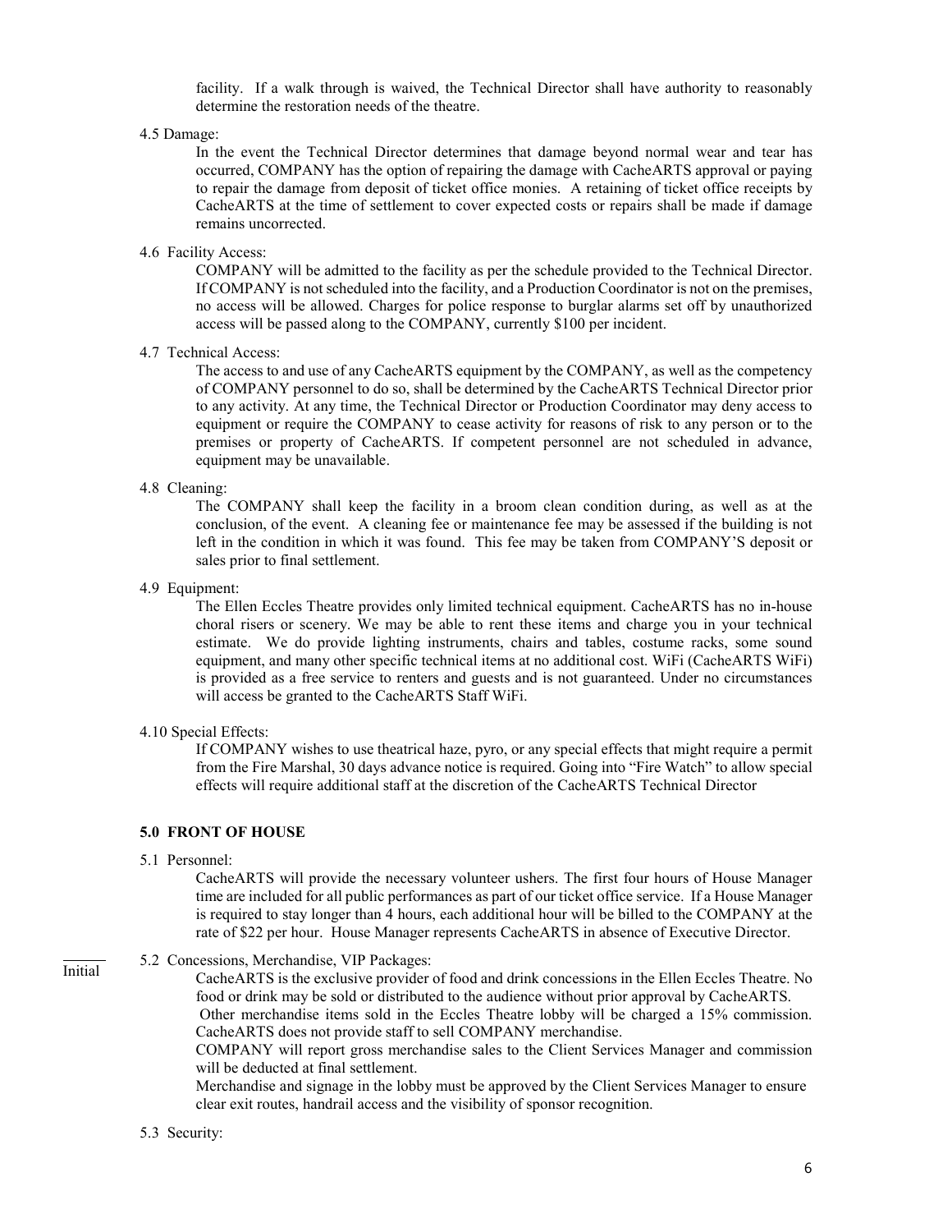facility. If a walk through is waived, the Technical Director shall have authority to reasonably determine the restoration needs of the theatre.

4.5 Damage:

In the event the Technical Director determines that damage beyond normal wear and tear has occurred, COMPANY has the option of repairing the damage with CacheARTS approval or paying to repair the damage from deposit of ticket office monies. A retaining of ticket office receipts by CacheARTS at the time of settlement to cover expected costs or repairs shall be made if damage remains uncorrected.

4.6 Facility Access:

COMPANY will be admitted to the facility as per the schedule provided to the Technical Director. If COMPANY is not scheduled into the facility, and a Production Coordinator is not on the premises, no access will be allowed. Charges for police response to burglar alarms set off by unauthorized access will be passed along to the COMPANY, currently $100 per incident.

4.7 Technical Access:

The access to and use of any CacheARTS equipment by the COMPANY, as well as the competency of COMPANY personnel to do so, shall be determined by the CacheARTS Technical Director prior to any activity. At any time, the Technical Director or Production Coordinator may deny access to equipment or require the COMPANY to cease activity for reasons of risk to any person or to the premises or property of CacheARTS. If competent personnel are not scheduled in advance, equipment may be unavailable.

4.8 Cleaning:

The COMPANY shall keep the facility in a broom clean condition during, as well as at the conclusion, of the event. A cleaning fee or maintenance fee may be assessed if the building is not left in the condition in which it was found. This fee may be taken from COMPANY'S deposit or sales prior to final settlement.

4.9 Equipment:

The Ellen Eccles Theatre provides only limited technical equipment. CacheARTS has no in-house choral risers or scenery. We may be able to rent these items and charge you in your technical estimate. We do provide lighting instruments, chairs and tables, costume racks, some sound equipment, and many other specific technical items at no additional cost. WiFi (CacheARTS WiFi) is provided as a free service to renters and guests and is not guaranteed. Under no circumstances will access be granted to the CacheARTS Staff WiFi.

4.10 Special Effects:

If COMPANY wishes to use theatrical haze, pyro, or any special effects that might require a permit from the Fire Marshal, 30 days advance notice is required. Going into "Fire Watch" to allow special effects will require additional staff at the discretion of the CacheARTS Technical Director

## 5.0 FRONT OF HOUSE

5.1 Personnel:

CacheARTS will provide the necessary volunteer ushers. The first four hours of House Manager time are included for all public performances as part of our ticket office service. If a House Manager is required to stay longer than 4 hours, each additional hour will be billed to the COMPANY at the rate of $22 per hour. House Manager represents CacheARTS in absence of Executive Director.

______ Initial

5.2 Concessions, Merchandise, VIP Packages:

CacheARTS is the exclusive provider of food and drink concessions in the Ellen Eccles Theatre. No food or drink may be sold or distributed to the audience without prior approval by CacheARTS.

Other merchandise items sold in the Eccles Theatre lobby will be charged a 15% commission. CacheARTS does not provide staff to sell COMPANY merchandise.

COMPANY will report gross merchandise sales to the Client Services Manager and commission will be deducted at final settlement.

Merchandise and signage in the lobby must be approved by the Client Services Manager to ensure clear exit routes, handrail access and the visibility of sponsor recognition.

5.3 Security: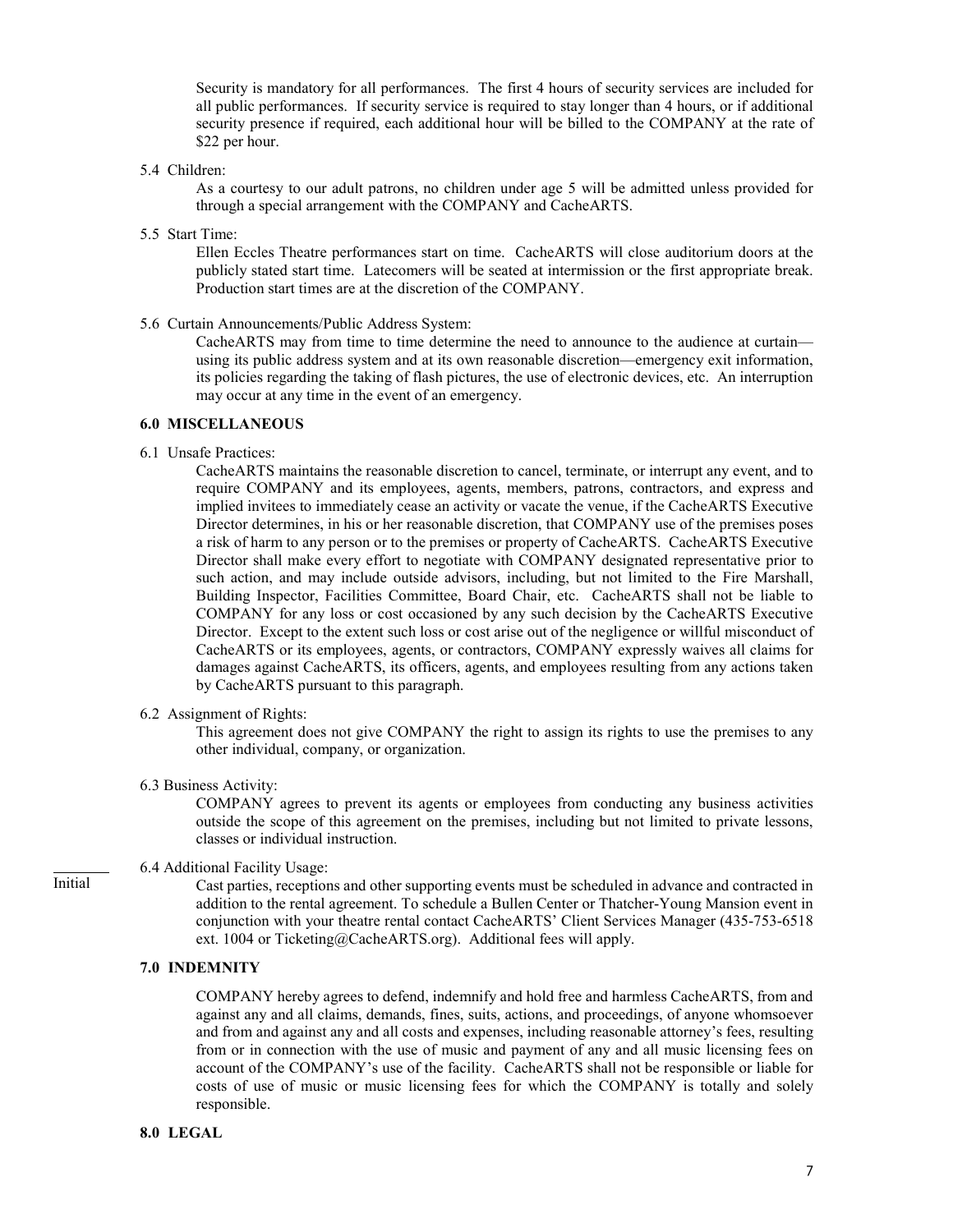Security is mandatory for all performances. The first 4 hours of security services are included for all public performances. If security service is required to stay longer than 4 hours, or if additional security presence if required, each additional hour will be billed to the COMPANY at the rate of $22 per hour.

5.4 Children:

As a courtesy to our adult patrons, no children under age 5 will be admitted unless provided for through a special arrangement with the COMPANY and CacheARTS.

5.5 Start Time:

Ellen Eccles Theatre performances start on time. CacheARTS will close auditorium doors at the publicly stated start time. Latecomers will be seated at intermission or the first appropriate break. Production start times are at the discretion of the COMPANY.

5.6 Curtain Announcements/Public Address System:

CacheARTS may from time to time determine the need to announce to the audience at curtain—using its public address system and at its own reasonable discretion—emergency exit information, its policies regarding the taking of flash pictures, the use of electronic devices, etc. An interruption may occur at any time in the event of an emergency.

**6.0 MISCELLANEOUS**

6.1 Unsafe Practices:

CacheARTS maintains the reasonable discretion to cancel, terminate, or interrupt any event, and to require COMPANY and its employees, agents, members, patrons, contractors, and express and implied invitees to immediately cease an activity or vacate the venue, if the CacheARTS Executive Director determines, in his or her reasonable discretion, that COMPANY use of the premises poses a risk of harm to any person or to the premises or property of CacheARTS. CacheARTS Executive Director shall make every effort to negotiate with COMPANY designated representative prior to such action, and may include outside advisors, including, but not limited to the Fire Marshall, Building Inspector, Facilities Committee, Board Chair, etc. CacheARTS shall not be liable to COMPANY for any loss or cost occasioned by any such decision by the CacheARTS Executive Director. Except to the extent such loss or cost arise out of the negligence or willful misconduct of CacheARTS or its employees, agents, or contractors, COMPANY expressly waives all claims for damages against CacheARTS, its officers, agents, and employees resulting from any actions taken by CacheARTS pursuant to this paragraph.

6.2 Assignment of Rights:

This agreement does not give COMPANY the right to assign its rights to use the premises to any other individual, company, or organization.

6.3 Business Activity:

COMPANY agrees to prevent its agents or employees from conducting any business activities outside the scope of this agreement on the premises, including but not limited to private lessons, classes or individual instruction.

_______ Initial

6.4 Additional Facility Usage:

Cast parties, receptions and other supporting events must be scheduled in advance and contracted in addition to the rental agreement. To schedule a Bullen Center or Thatcher-Young Mansion event in conjunction with your theatre rental contact CacheARTS' Client Services Manager (435-753-6518 ext. 1004 or Ticketing@CacheARTS.org). Additional fees will apply.

**7.0 INDEMNITY**

COMPANY hereby agrees to defend, indemnify and hold free and harmless CacheARTS, from and against any and all claims, demands, fines, suits, actions, and proceedings, of anyone whomsoever and from and against any and all costs and expenses, including reasonable attorney's fees, resulting from or in connection with the use of music and payment of any and all music licensing fees on account of the COMPANY's use of the facility. CacheARTS shall not be responsible or liable for costs of use of music or music licensing fees for which the COMPANY is totally and solely responsible.

**8.0 LEGAL**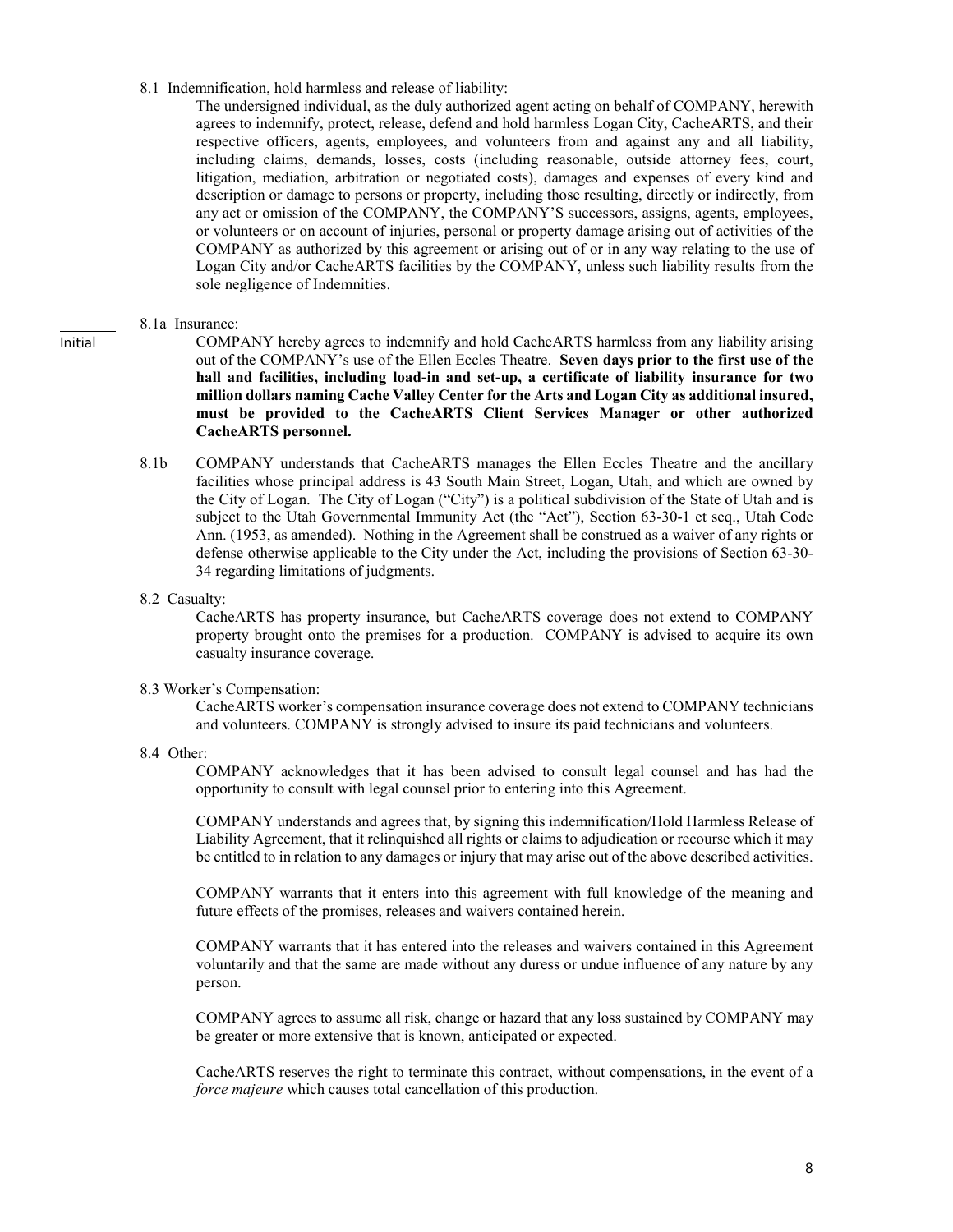8.1 Indemnification, hold harmless and release of liability:

The undersigned individual, as the duly authorized agent acting on behalf of COMPANY, herewith agrees to indemnify, protect, release, defend and hold harmless Logan City, CacheARTS, and their respective officers, agents, employees, and volunteers from and against any and all liability, including claims, demands, losses, costs (including reasonable, outside attorney fees, court, litigation, mediation, arbitration or negotiated costs), damages and expenses of every kind and description or damage to persons or property, including those resulting, directly or indirectly, from any act or omission of the COMPANY, the COMPANY'S successors, assigns, agents, employees, or volunteers or on account of injuries, personal or property damage arising out of activities of the COMPANY as authorized by this agreement or arising out of or in any way relating to the use of Logan City and/or CacheARTS facilities by the COMPANY, unless such liability results from the sole negligence of Indemnities.

________
Initial

8.1a Insurance:

COMPANY hereby agrees to indemnify and hold CacheARTS harmless from any liability arising out of the COMPANY's use of the Ellen Eccles Theatre. **Seven days prior to the first use of the hall and facilities, including load-in and set-up, a certificate of liability insurance for two million dollars naming Cache Valley Center for the Arts and Logan City as additional insured, must be provided to the CacheARTS Client Services Manager or other authorized CacheARTS personnel.**

8.1b COMPANY understands that CacheARTS manages the Ellen Eccles Theatre and the ancillary facilities whose principal address is 43 South Main Street, Logan, Utah, and which are owned by the City of Logan. The City of Logan ("City") is a political subdivision of the State of Utah and is subject to the Utah Governmental Immunity Act (the "Act"), Section 63-30-1 et seq., Utah Code Ann. (1953, as amended). Nothing in the Agreement shall be construed as a waiver of any rights or defense otherwise applicable to the City under the Act, including the provisions of Section 63-30-34 regarding limitations of judgments.

8.2 Casualty:

CacheARTS has property insurance, but CacheARTS coverage does not extend to COMPANY property brought onto the premises for a production. COMPANY is advised to acquire its own casualty insurance coverage.

8.3 Worker's Compensation:

CacheARTS worker's compensation insurance coverage does not extend to COMPANY technicians and volunteers. COMPANY is strongly advised to insure its paid technicians and volunteers.

8.4 Other:

COMPANY acknowledges that it has been advised to consult legal counsel and has had the opportunity to consult with legal counsel prior to entering into this Agreement.

COMPANY understands and agrees that, by signing this indemnification/Hold Harmless Release of Liability Agreement, that it relinquished all rights or claims to adjudication or recourse which it may be entitled to in relation to any damages or injury that may arise out of the above described activities.

COMPANY warrants that it enters into this agreement with full knowledge of the meaning and future effects of the promises, releases and waivers contained herein.

COMPANY warrants that it has entered into the releases and waivers contained in this Agreement voluntarily and that the same are made without any duress or undue influence of any nature by any person.

COMPANY agrees to assume all risk, change or hazard that any loss sustained by COMPANY may be greater or more extensive that is known, anticipated or expected.

CacheARTS reserves the right to terminate this contract, without compensations, in the event of a *force majeure* which causes total cancellation of this production.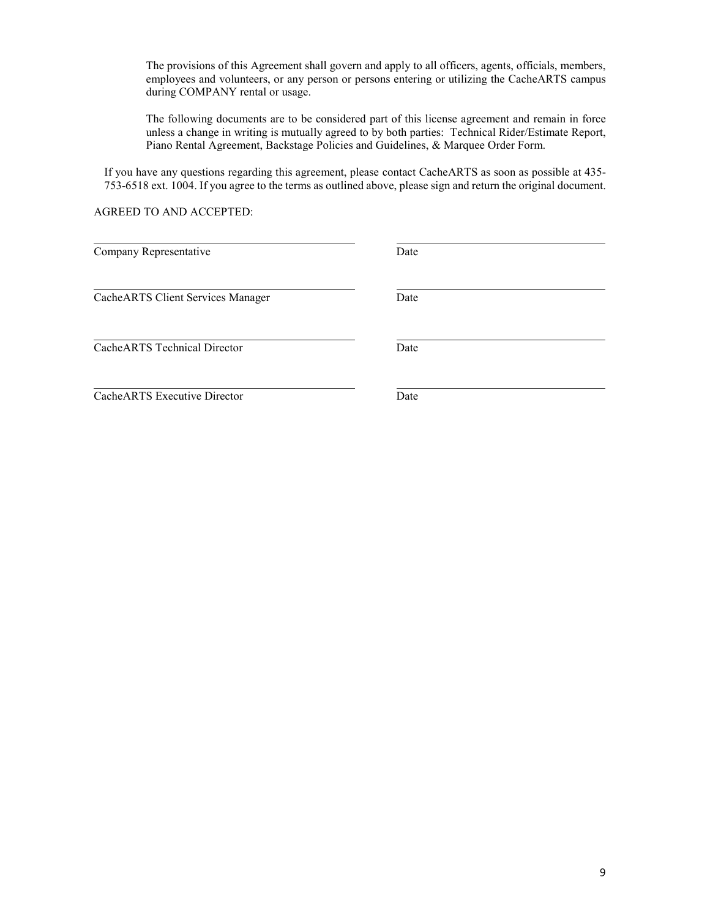The provisions of this Agreement shall govern and apply to all officers, agents, officials, members, employees and volunteers, or any person or persons entering or utilizing the CacheARTS campus during COMPANY rental or usage.

The following documents are to be considered part of this license agreement and remain in force unless a change in writing is mutually agreed to by both parties: Technical Rider/Estimate Report, Piano Rental Agreement, Backstage Policies and Guidelines, & Marquee Order Form.

If you have any questions regarding this agreement, please contact CacheARTS as soon as possible at 435-753-6518 ext. 1004. If you agree to the terms as outlined above, please sign and return the original document.

AGREED TO AND ACCEPTED:

\_\_\_\_\_\_\_\_\_\_\_\_\_\_\_\_\_\_\_\_\_\_\_\_\_\_\_\_\_\_\_\_\_\_\_\_\_\_\_\_ \_\_\_\_\_\_\_\_\_\_\_\_\_\_\_\_\_\_\_\_\_\_\_\_\_\_\_\_\_\_\_\_

Company Representative Date

\_\_\_\_\_\_\_\_\_\_\_\_\_\_\_\_\_\_\_\_\_\_\_\_\_\_\_\_\_\_\_\_\_\_\_\_\_\_\_\_ \_\_\_\_\_\_\_\_\_\_\_\_\_\_\_\_\_\_\_\_\_\_\_\_\_\_\_\_\_\_\_\_

CacheARTS Client Services Manager Date

\_\_\_\_\_\_\_\_\_\_\_\_\_\_\_\_\_\_\_\_\_\_\_\_\_\_\_\_\_\_\_\_\_\_\_\_\_\_\_\_ \_\_\_\_\_\_\_\_\_\_\_\_\_\_\_\_\_\_\_\_\_\_\_\_\_\_\_\_\_\_\_\_

CacheARTS Technical Director Date

\_\_\_\_\_\_\_\_\_\_\_\_\_\_\_\_\_\_\_\_\_\_\_\_\_\_\_\_\_\_\_\_\_\_\_\_\_\_\_\_ \_\_\_\_\_\_\_\_\_\_\_\_\_\_\_\_\_\_\_\_\_\_\_\_\_\_\_\_\_\_\_\_

CacheARTS Executive Director Date